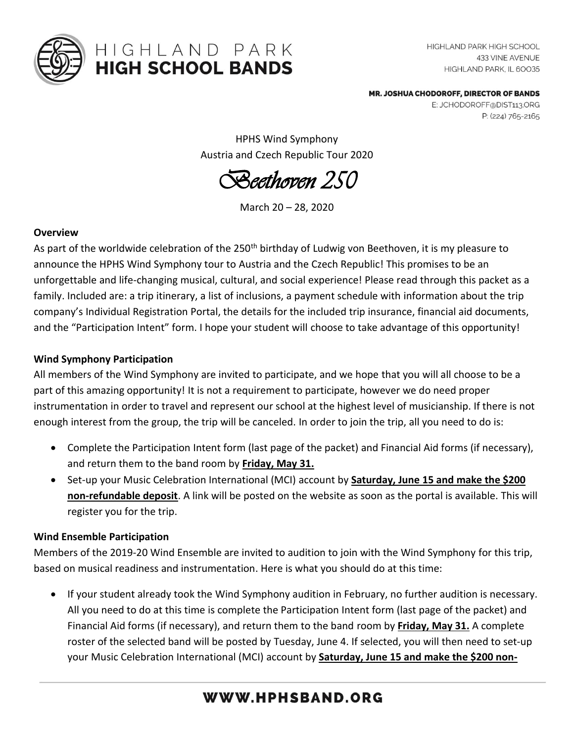HIGHLAND PARK
**HIGH SCHOOL BANDS**

HIGHLAND PARK HIGH SCHOOL
433 VINE AVENUE
HIGHLAND PARK, IL 60035

**MR. JOSHUA CHODOROFF, DIRECTOR OF BANDS**
E: JCHODOROFF@DIST113.ORG
P: (224) 765-2165

HPHS Wind Symphony
Austria and Czech Republic Tour 2020

*Beethoven 250*

March 20 – 28, 2020

**Overview**

As part of the worldwide celebration of the 250th birthday of Ludwig von Beethoven, it is my pleasure to announce the HPHS Wind Symphony tour to Austria and the Czech Republic! This promises to be an unforgettable and life-changing musical, cultural, and social experience! Please read through this packet as a family. Included are: a trip itinerary, a list of inclusions, a payment schedule with information about the trip company's Individual Registration Portal, the details for the included trip insurance, financial aid documents, and the "Participation Intent" form. I hope your student will choose to take advantage of this opportunity!

**Wind Symphony Participation**

All members of the Wind Symphony are invited to participate, and we hope that you will all choose to be a part of this amazing opportunity! It is not a requirement to participate, however we do need proper instrumentation in order to travel and represent our school at the highest level of musicianship. If there is not enough interest from the group, the trip will be canceled. In order to join the trip, all you need to do is:

- Complete the Participation Intent form (last page of the packet) and Financial Aid forms (if necessary), and return them to the band room by **Friday, May 31.**
- Set-up your Music Celebration International (MCI) account by **Saturday, June 15 and make the $200 non-refundable deposit**. A link will be posted on the website as soon as the portal is available. This will register you for the trip.

**Wind Ensemble Participation**

Members of the 2019-20 Wind Ensemble are invited to audition to join with the Wind Symphony for this trip, based on musical readiness and instrumentation. Here is what you should do at this time:

- If your student already took the Wind Symphony audition in February, no further audition is necessary. All you need to do at this time is complete the Participation Intent form (last page of the packet) and Financial Aid forms (if necessary), and return them to the band room by **Friday, May 31.** A complete roster of the selected band will be posted by Tuesday, June 4. If selected, you will then need to set-up your Music Celebration International (MCI) account by **Saturday, June 15 and make the $200 non-**

**WWW.HPHSBAND.ORG**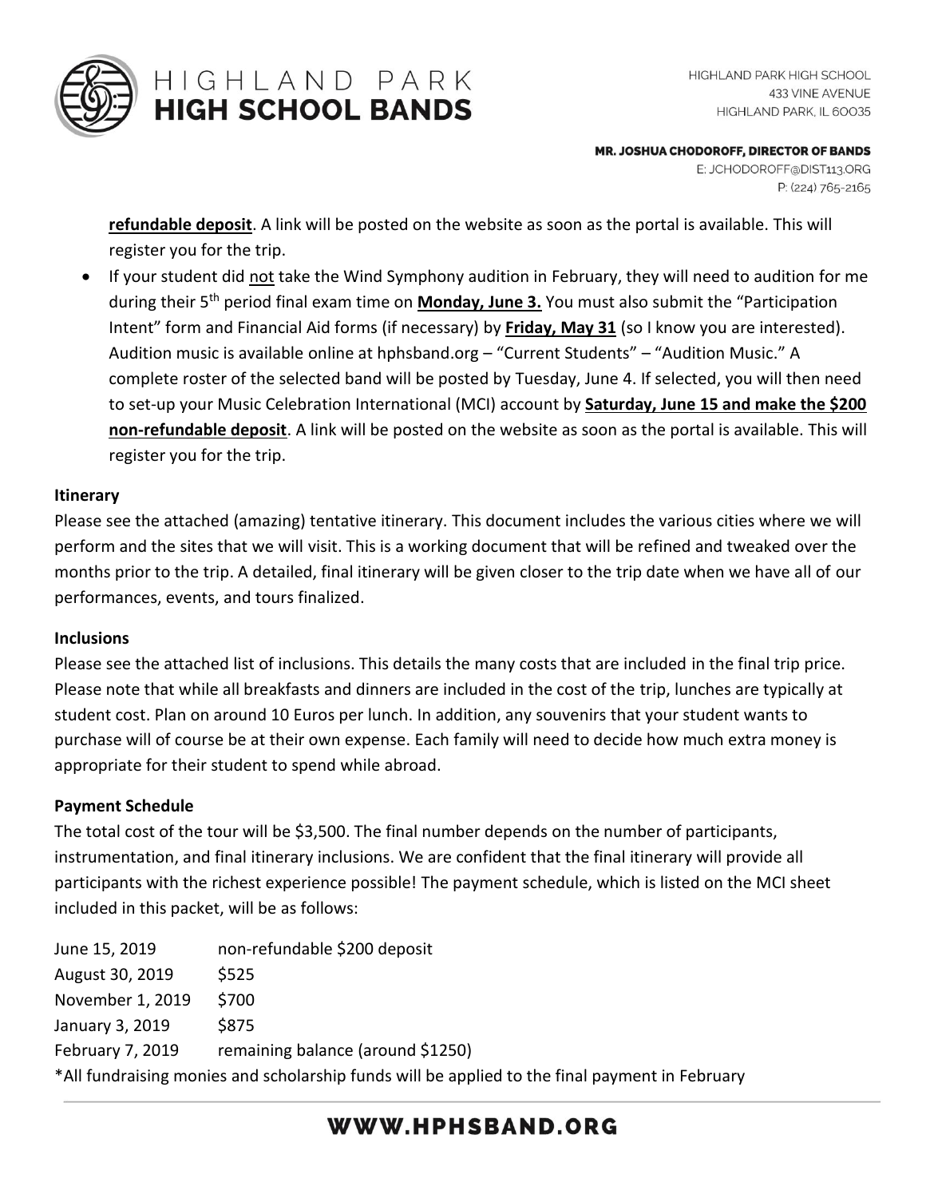**refundable deposit**. A link will be posted on the website as soon as the portal is available. This will register you for the trip.

- If your student did not take the Wind Symphony audition in February, they will need to audition for me during their 5th period final exam time on **Monday, June 3.** You must also submit the "Participation Intent" form and Financial Aid forms (if necessary) by **Friday, May 31** (so I know you are interested). Audition music is available online at hphsband.org – "Current Students" – "Audition Music." A complete roster of the selected band will be posted by Tuesday, June 4. If selected, you will then need to set-up your Music Celebration International (MCI) account by **Saturday, June 15 and make the $200 non-refundable deposit**. A link will be posted on the website as soon as the portal is available. This will register you for the trip.

**Itinerary**

Please see the attached (amazing) tentative itinerary. This document includes the various cities where we will perform and the sites that we will visit. This is a working document that will be refined and tweaked over the months prior to the trip. A detailed, final itinerary will be given closer to the trip date when we have all of our performances, events, and tours finalized.

**Inclusions**

Please see the attached list of inclusions. This details the many costs that are included in the final trip price. Please note that while all breakfasts and dinners are included in the cost of the trip, lunches are typically at student cost. Plan on around 10 Euros per lunch. In addition, any souvenirs that your student wants to purchase will of course be at their own expense. Each family will need to decide how much extra money is appropriate for their student to spend while abroad.

**Payment Schedule**

The total cost of the tour will be $3,500. The final number depends on the number of participants, instrumentation, and final itinerary inclusions. We are confident that the final itinerary will provide all participants with the richest experience possible! The payment schedule, which is listed on the MCI sheet included in this packet, will be as follows:

| | |
|---|---|
| June 15, 2019 | non-refundable $200 deposit |
| August 30, 2019 | $525 |
| November 1, 2019 | $700 |
| January 3, 2019 | $875 |
| February 7, 2019 | remaining balance (around $1250) |

*All fundraising monies and scholarship funds will be applied to the final payment in February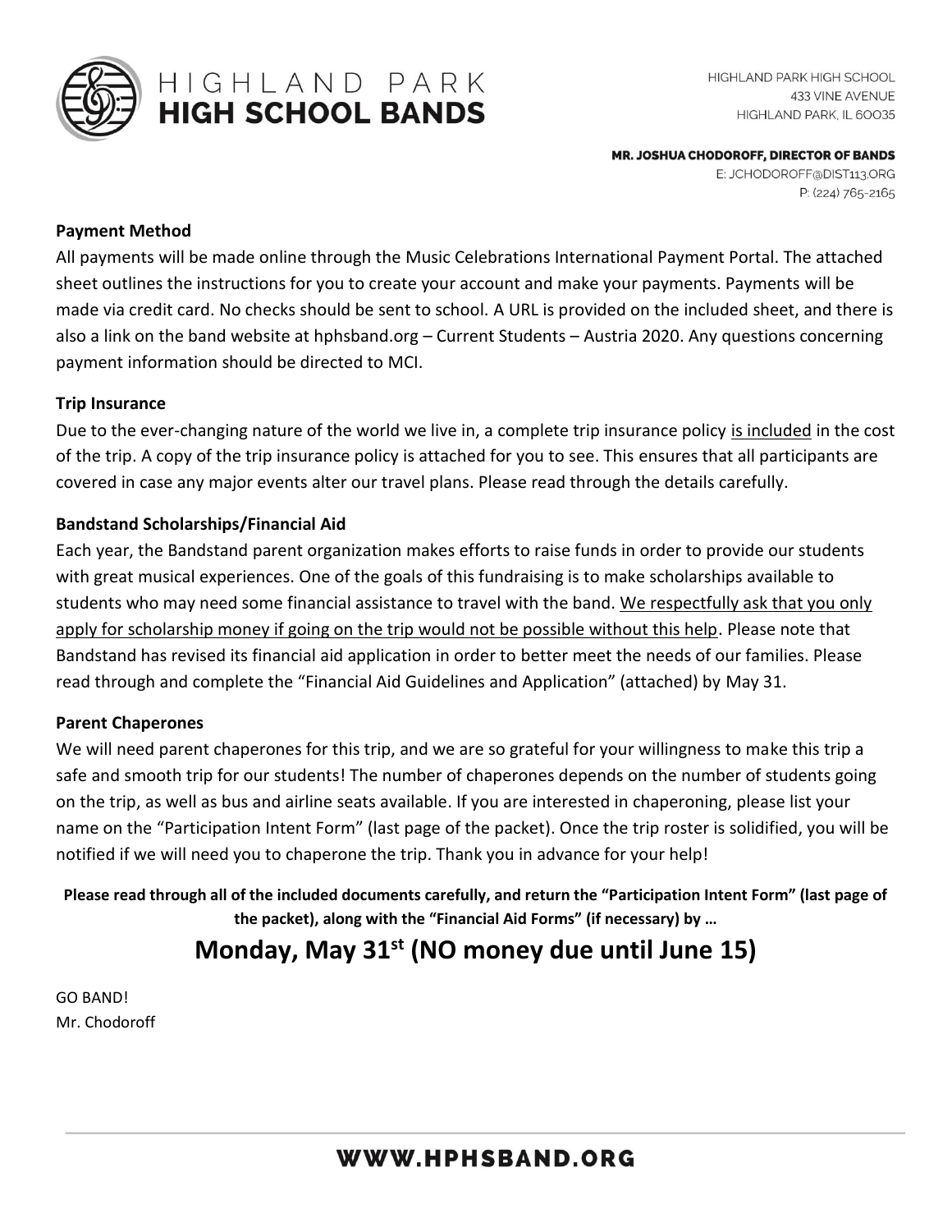**Payment Method**

All payments will be made online through the Music Celebrations International Payment Portal. The attached sheet outlines the instructions for you to create your account and make your payments. Payments will be made via credit card. No checks should be sent to school. A URL is provided on the included sheet, and there is also a link on the band website at hphsband.org – Current Students – Austria 2020. Any questions concerning payment information should be directed to MCI.

**Trip Insurance**

Due to the ever-changing nature of the world we live in, a complete trip insurance policy is included in the cost of the trip. A copy of the trip insurance policy is attached for you to see. This ensures that all participants are covered in case any major events alter our travel plans. Please read through the details carefully.

**Bandstand Scholarships/Financial Aid**

Each year, the Bandstand parent organization makes efforts to raise funds in order to provide our students with great musical experiences. One of the goals of this fundraising is to make scholarships available to students who may need some financial assistance to travel with the band. We respectfully ask that you only apply for scholarship money if going on the trip would not be possible without this help. Please note that Bandstand has revised its financial aid application in order to better meet the needs of our families. Please read through and complete the "Financial Aid Guidelines and Application" (attached) by May 31.

**Parent Chaperones**

We will need parent chaperones for this trip, and we are so grateful for your willingness to make this trip a safe and smooth trip for our students! The number of chaperones depends on the number of students going on the trip, as well as bus and airline seats available. If you are interested in chaperoning, please list your name on the "Participation Intent Form" (last page of the packet). Once the trip roster is solidified, you will be notified if we will need you to chaperone the trip. Thank you in advance for your help!

**Please read through all of the included documents carefully, and return the "Participation Intent Form" (last page of the packet), along with the "Financial Aid Forms" (if necessary) by …**

## Monday, May 31st (NO money due until June 15)

GO BAND!
Mr. Chodoroff